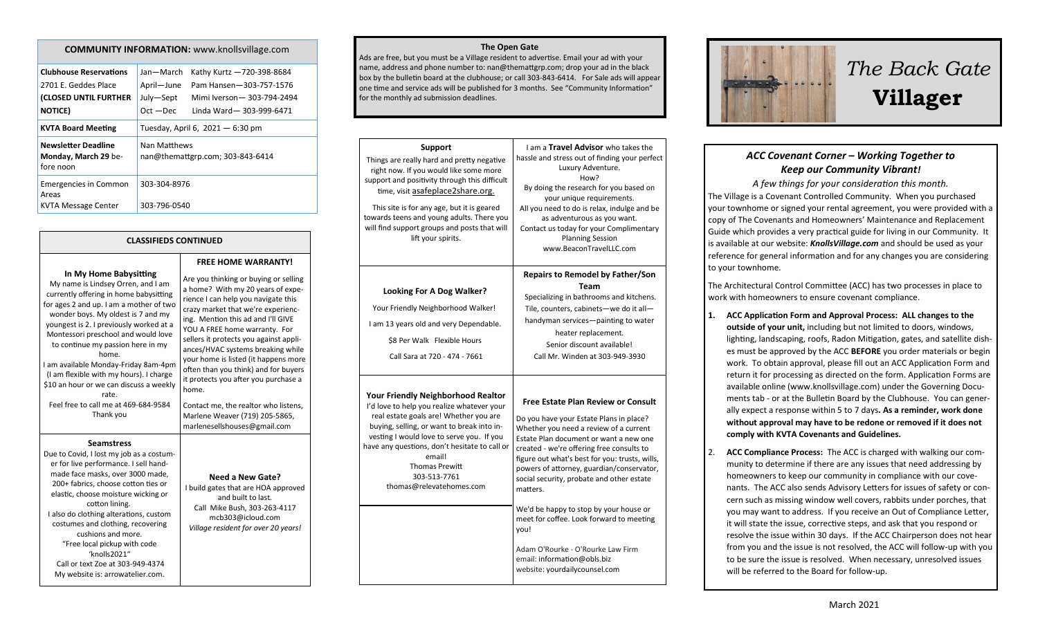# The Back Gate Villager

## ACC Covenant Corner – Working Together to Keep our Community Vibrant!

*A few things for your consideration this month.*

The Village is a Covenant Controlled Community. When you purchased your townhome or signed your rental agreement, you were provided with a copy of The Covenants and Homeowners' Maintenance and Replacement Guide which provides a very practical guide for living in our Community. It is available at our website: ***KnollsVillage.com*** and should be used as your reference for general information and for any changes you are considering to your townhome.

The Architectural Control Committee (ACC) has two processes in place to work with homeowners to ensure covenant compliance.

1. **ACC Application Form and Approval Process: ALL changes to the outside of your unit,** including but not limited to doors, windows, lighting, landscaping, roofs, Radon Mitigation, gates, and satellite dishes must be approved by the ACC **BEFORE** you order materials or begin work. To obtain approval, please fill out an ACC Application Form and return it for processing as directed on the form. Application Forms are available online (www.knollsvillage.com) under the Governing Documents tab - or at the Bulletin Board by the Clubhouse. You can generally expect a response within 5 to 7 days**. As a reminder, work done without approval may have to be redone or removed if it does not comply with KVTA Covenants and Guidelines.**

2. **ACC Compliance Process:** The ACC is charged with walking our community to determine if there are any issues that need addressing by homeowners to keep our community in compliance with our covenants. The ACC also sends Advisory Letters for issues of safety or concern such as missing window well covers, rabbits under porches, that you may want to address. If you receive an Out of Compliance Letter, it will state the issue, corrective steps, and ask that you respond or resolve the issue within 30 days. If the ACC Chairperson does not hear from you and the issue is not resolved, the ACC will follow-up with you to be sure the issue is resolved. When necessary, unresolved issues will be referred to the Board for follow-up.

March 2021

## COMMUNITY INFORMATION: www.knollsvillage.com

| | |
|---|---|
| **Clubhouse Reservations** 2701 E. Geddes Place **(CLOSED UNTIL FURTHER NOTICE)** | Jan—March Kathy Kurtz —720-398-8684<br>April—June Pam Hansen—303-757-1576<br>July—Sept Mimi Iverson— 303-794-2494<br>Oct —Dec Linda Ward— 303-999-6471 |
| **KVTA Board Meeting** | Tuesday, April 6, 2021 — 6:30 pm |
| **Newsletter Deadline** Monday, March 29 before noon | Nan Matthews<br>nan@themattgrp.com; 303-843-6414 |
| Emergencies in Common Areas | 303-304-8976 |
| KVTA Message Center | 303-796-0540 |

## CLASSIFIEDS CONTINUED

### In My Home Babysitting

My name is Lindsey Orren, and I am currently offering in home babysitting for ages 2 and up. I am a mother of two wonder boys. My oldest is 7 and my youngest is 2. I previously worked at a Montessori preschool and would love to continue my passion here in my home.

I am available Monday-Friday 8am-4pm (I am flexible with my hours). I charge $10 an hour or we can discuss a weekly rate.

Feel free to call me at 469-684-9584

Thank you

### FREE HOME WARRANTY!

Are you thinking or buying or selling a home? With my 20 years of experience I can help you navigate this crazy market that we're experiencing. Mention this ad and I'll GIVE YOU A FREE home warranty. For sellers it protects you against appliances/HVAC systems breaking while your home is listed (it happens more often than you think) and for buyers it protects you after you purchase a home.

Contact me, the realtor who listens, Marlene Weaver (719) 205-5865, marlenesellshouses@gmail.com

### Seamstress

Due to Covid, I lost my job as a costumer for live performance. I sell handmade face masks, over 3000 made, 200+ fabrics, choose cotton ties or elastic, choose moisture wicking or cotton lining.

I also do clothing alterations, custom costumes and clothing, recovering cushions and more.

"Free local pickup with code 'knolls2021"

Call or text Zoe at 303-949-4374

My website is: arrowatelier.com.

### Need a New Gate?

I build gates that are HOA approved and built to last.

Call Mike Bush, 303-263-4117

mcb303@icloud.com

*Village resident for over 20 years!*

## The Open Gate

Ads are free, but you must be a Village resident to advertise. Email your ad with your name, address and phone number to: nan@themattgrp.com; drop your ad in the black box by the bulletin board at the clubhouse; or call 303-843-6414. For Sale ads will appear one time and service ads will be published for 3 months. See "Community Information" for the monthly ad submission deadlines.

### Support

Things are really hard and pretty negative right now. If you would like some more support and positivity through this difficult time, visit asafeplace2share.org.

This site is for any age, but it is geared towards teens and young adults. There you will find support groups and posts that will lift your spirits.

### Travel Advisor

I am a **Travel Advisor** who takes the hassle and stress out of finding your perfect Luxury Adventure.

How?

By doing the research for you based on your unique requirements.

All you need to do is relax, indulge and be as adventurous as you want.

Contact us today for your Complimentary Planning Session

www.BeaconTravelLLC.com

### Looking For A Dog Walker?

Your Friendly Neighborhood Walker!

I am 13 years old and very Dependable.

$8 Per Walk Flexible Hours

Call Sara at 720 - 474 - 7661

### Repairs to Remodel by Father/Son Team

Specializing in bathrooms and kitchens.

Tile, counters, cabinets—we do it all—

handyman services—painting to water heater replacement.

Senior discount available!

Call Mr. Winden at 303-949-3930

### Your Friendly Neighborhood Realtor

I'd love to help you realize whatever your real estate goals are! Whether you are buying, selling, or want to break into investing I would love to serve you. If you have any questions, don't hesitate to call or email!

Thomas Prewitt

303-513-7761

thomas@relevatehomes.com

### Free Estate Plan Review or Consult

Do you have your Estate Plans in place? Whether you need a review of a current Estate Plan document or want a new one created - we're offering free consults to figure out what's best for you: trusts, wills, powers of attorney, guardian/conservator, social security, probate and other estate matters.

We'd be happy to stop by your house or meet for coffee. Look forward to meeting you!

Adam O'Rourke - O'Rourke Law Firm

email: information@obls.biz

website: yourdailycounsel.com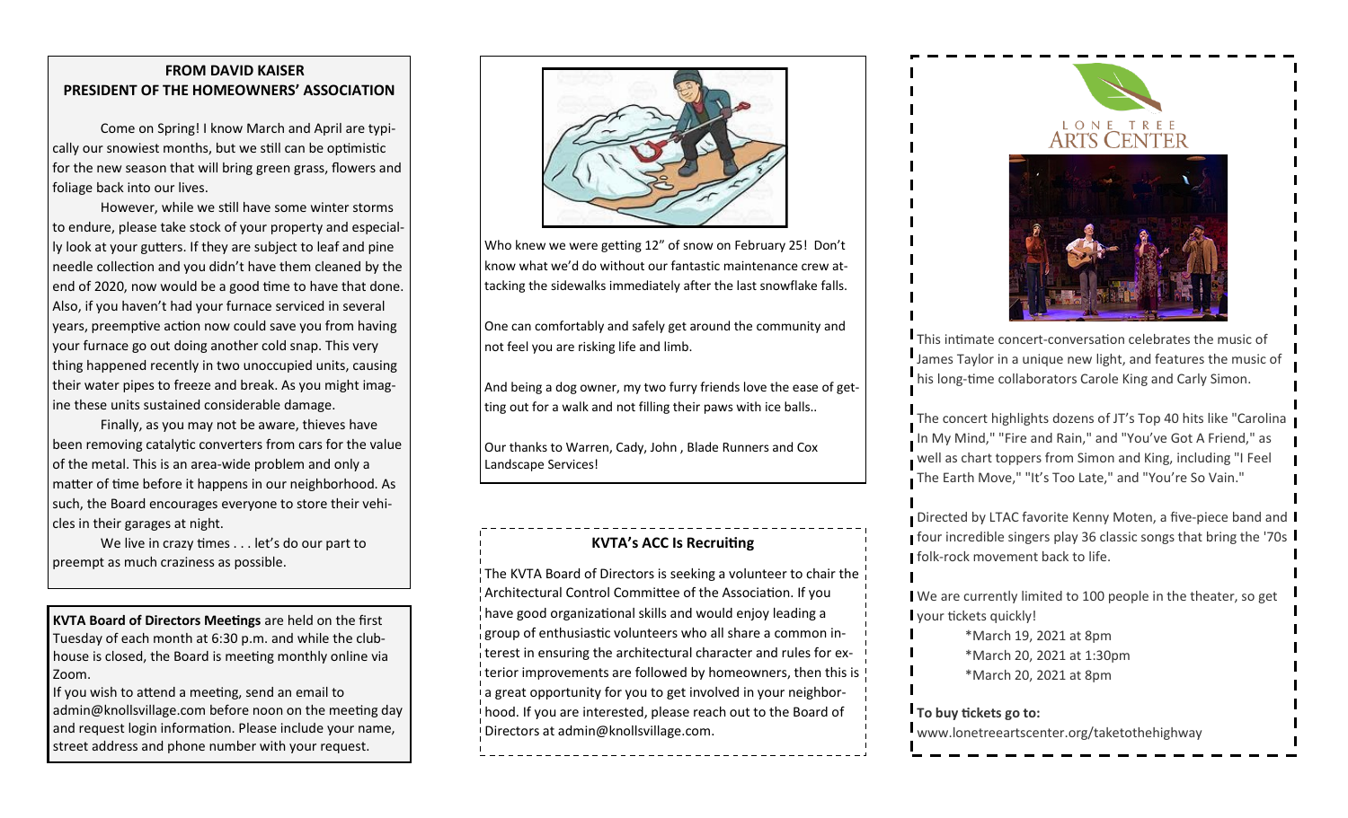## FROM DAVID KAISER
## PRESIDENT OF THE HOMEOWNERS' ASSOCIATION

Come on Spring! I know March and April are typically our snowiest months, but we still can be optimistic for the new season that will bring green grass, flowers and foliage back into our lives.

However, while we still have some winter storms to endure, please take stock of your property and especially look at your gutters. If they are subject to leaf and pine needle collection and you didn't have them cleaned by the end of 2020, now would be a good time to have that done. Also, if you haven't had your furnace serviced in several years, preemptive action now could save you from having your furnace go out doing another cold snap. This very thing happened recently in two unoccupied units, causing their water pipes to freeze and break. As you might imagine these units sustained considerable damage.

Finally, as you may not be aware, thieves have been removing catalytic converters from cars for the value of the metal. This is an area-wide problem and only a matter of time before it happens in our neighborhood. As such, the Board encourages everyone to store their vehicles in their garages at night.

We live in crazy times . . . let's do our part to preempt as much craziness as possible.

**KVTA Board of Directors Meetings** are held on the first Tuesday of each month at 6:30 p.m. and while the clubhouse is closed, the Board is meeting monthly online via Zoom.

If you wish to attend a meeting, send an email to admin@knollsvillage.com before noon on the meeting day and request login information. Please include your name, street address and phone number with your request.

Who knew we were getting 12" of snow on February 25! Don't know what we'd do without our fantastic maintenance crew attacking the sidewalks immediately after the last snowflake falls.

One can comfortably and safely get around the community and not feel you are risking life and limb.

And being a dog owner, my two furry friends love the ease of getting out for a walk and not filling their paws with ice balls..

Our thanks to Warren, Cady, John , Blade Runners and Cox Landscape Services!

## KVTA's ACC Is Recruiting

The KVTA Board of Directors is seeking a volunteer to chair the Architectural Control Committee of the Association. If you have good organizational skills and would enjoy leading a group of enthusiastic volunteers who all share a common interest in ensuring the architectural character and rules for exterior improvements are followed by homeowners, then this is a great opportunity for you to get involved in your neighborhood. If you are interested, please reach out to the Board of Directors at admin@knollsvillage.com.

LONE TREE ARTS CENTER

This intimate concert-conversation celebrates the music of James Taylor in a unique new light, and features the music of his long-time collaborators Carole King and Carly Simon.

The concert highlights dozens of JT's Top 40 hits like "Carolina In My Mind," "Fire and Rain," and "You've Got A Friend," as well as chart toppers from Simon and King, including "I Feel The Earth Move," "It's Too Late," and "You're So Vain."

Directed by LTAC favorite Kenny Moten, a five-piece band and four incredible singers play 36 classic songs that bring the '70s folk-rock movement back to life.

We are currently limited to 100 people in the theater, so get your tickets quickly!

*March 19, 2021 at 8pm
*March 20, 2021 at 1:30pm
*March 20, 2021 at 8pm

**To buy tickets go to:**
www.lonetreeartscenter.org/taketothehighway